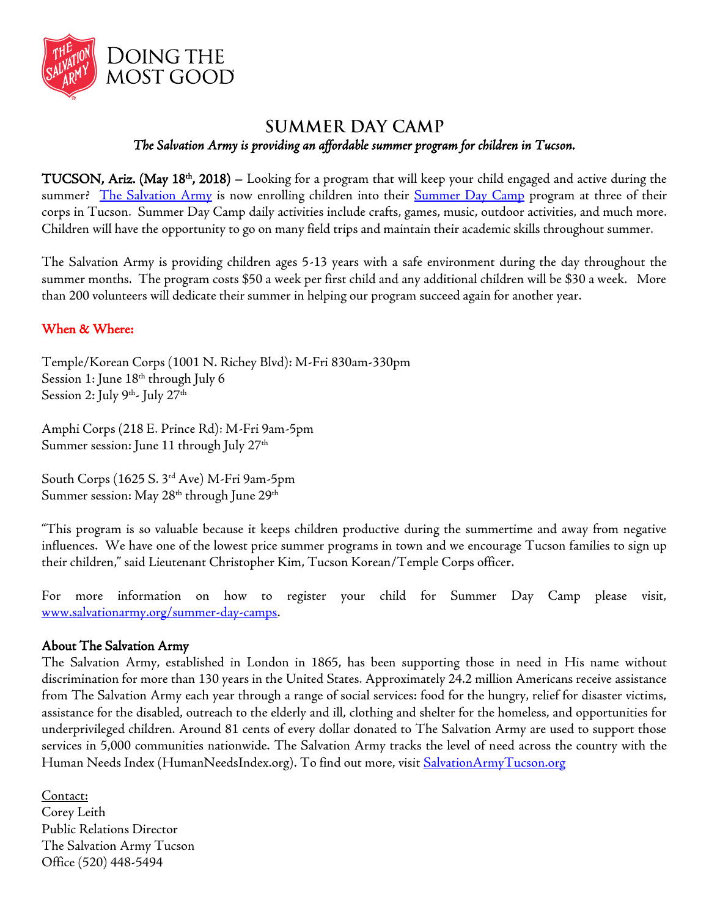DOING THE MOST GOOD

# SUMMER DAY CAMP

*The Salvation Army is providing an affordable summer program for children in Tucson.*

**TUCSON, Ariz. (May 18th, 2018) –** Looking for a program that will keep your child engaged and active during the summer? [The Salvation Army] is now enrolling children into their [Summer Day Camp] program at three of their corps in Tucson. Summer Day Camp daily activities include crafts, games, music, outdoor activities, and much more. Children will have the opportunity to go on many field trips and maintain their academic skills throughout summer.

The Salvation Army is providing children ages 5-13 years with a safe environment during the day throughout the summer months. The program costs $50 a week per first child and any additional children will be $30 a week. More than 200 volunteers will dedicate their summer in helping our program succeed again for another year.

**When & Where:**

Temple/Korean Corps (1001 N. Richey Blvd): M-Fri 830am-330pm
Session 1: June 18th through July 6
Session 2: July 9th- July 27th

Amphi Corps (218 E. Prince Rd): M-Fri 9am-5pm
Summer session: June 11 through July 27th

South Corps (1625 S. 3rd Ave) M-Fri 9am-5pm
Summer session: May 28th through June 29th

"This program is so valuable because it keeps children productive during the summertime and away from negative influences. We have one of the lowest price summer programs in town and we encourage Tucson families to sign up their children," said Lieutenant Christopher Kim, Tucson Korean/Temple Corps officer.

For more information on how to register your child for Summer Day Camp please visit, www.salvationarmy.org/summer-day-camps.

**About The Salvation Army**

The Salvation Army, established in London in 1865, has been supporting those in need in His name without discrimination for more than 130 years in the United States. Approximately 24.2 million Americans receive assistance from The Salvation Army each year through a range of social services: food for the hungry, relief for disaster victims, assistance for the disabled, outreach to the elderly and ill, clothing and shelter for the homeless, and opportunities for underprivileged children. Around 81 cents of every dollar donated to The Salvation Army are used to support those services in 5,000 communities nationwide. The Salvation Army tracks the level of need across the country with the Human Needs Index (HumanNeedsIndex.org). To find out more, visit SalvationArmyTucson.org

Contact:
Corey Leith
Public Relations Director
The Salvation Army Tucson
Office (520) 448-5494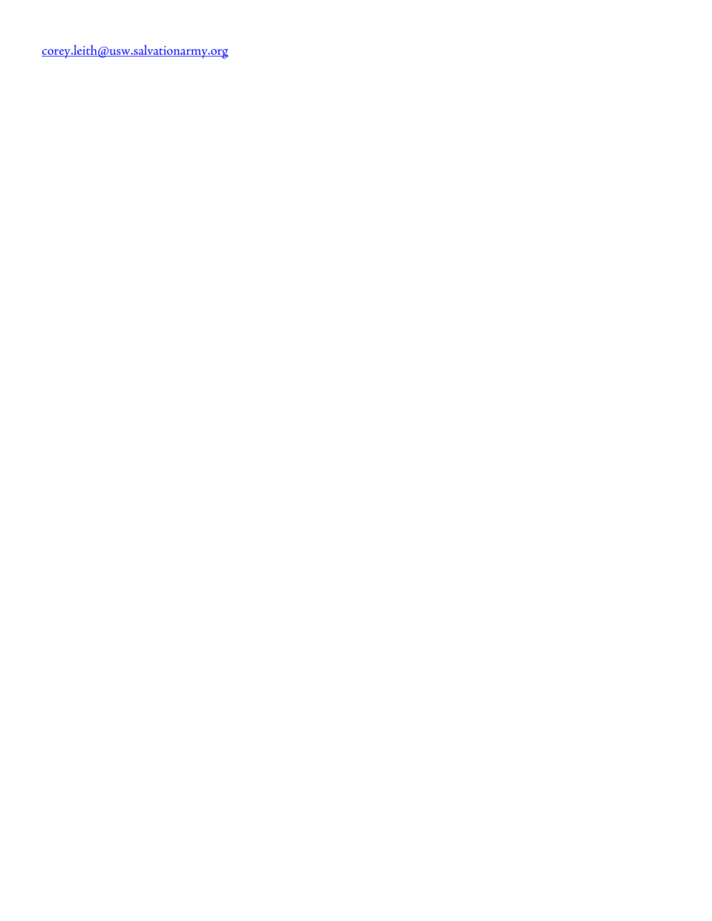[corey.leith@usw.salvationarmy.org](mailto:corey.leith@usw.salvationarmy.org)